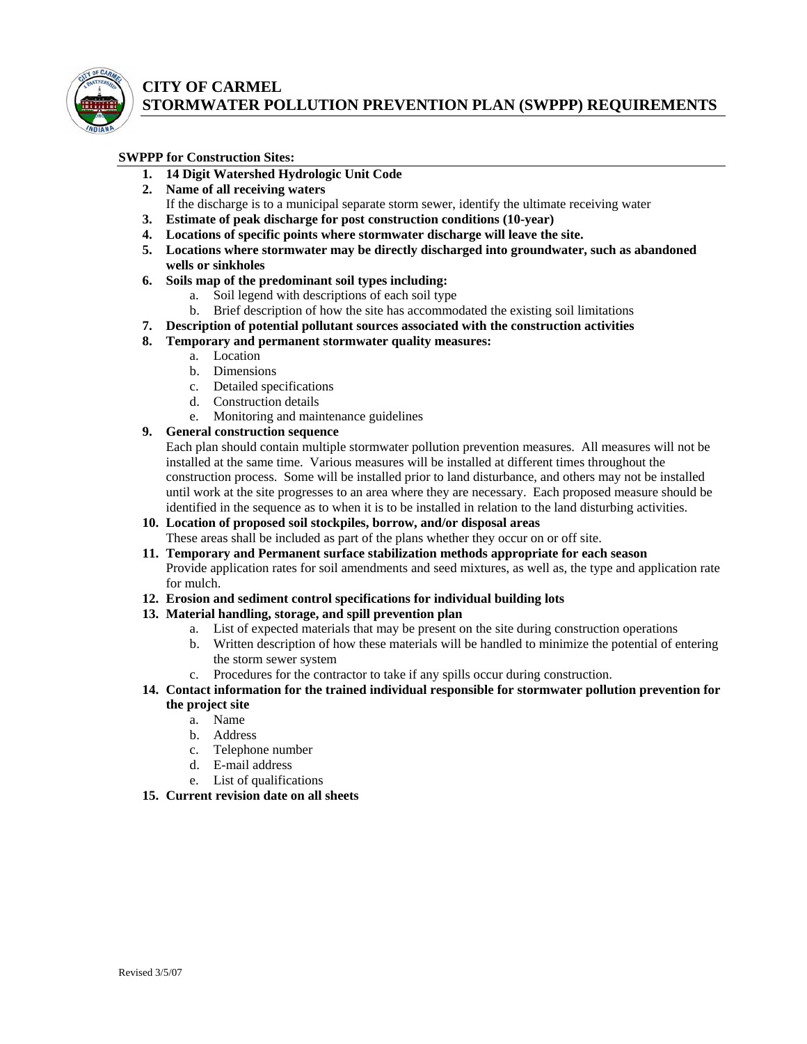# CITY OF CARMEL
## STORMWATER POLLUTION PREVENTION PLAN (SWPPP) REQUIREMENTS

**SWPPP for Construction Sites:**

1. **14 Digit Watershed Hydrologic Unit Code**
2. **Name of all receiving waters**
   If the discharge is to a municipal separate storm sewer, identify the ultimate receiving water
3. **Estimate of peak discharge for post construction conditions (10-year)**
4. **Locations of specific points where stormwater discharge will leave the site.**
5. **Locations where stormwater may be directly discharged into groundwater, such as abandoned wells or sinkholes**
6. **Soils map of the predominant soil types including:**
   a. Soil legend with descriptions of each soil type
   b. Brief description of how the site has accommodated the existing soil limitations
7. **Description of potential pollutant sources associated with the construction activities**
8. **Temporary and permanent stormwater quality measures:**
   a. Location
   b. Dimensions
   c. Detailed specifications
   d. Construction details
   e. Monitoring and maintenance guidelines
9. **General construction sequence**
   Each plan should contain multiple stormwater pollution prevention measures. All measures will not be installed at the same time. Various measures will be installed at different times throughout the construction process. Some will be installed prior to land disturbance, and others may not be installed until work at the site progresses to an area where they are necessary. Each proposed measure should be identified in the sequence as to when it is to be installed in relation to the land disturbing activities.
10. **Location of proposed soil stockpiles, borrow, and/or disposal areas**
    These areas shall be included as part of the plans whether they occur on or off site.
11. **Temporary and Permanent surface stabilization methods appropriate for each season**
    Provide application rates for soil amendments and seed mixtures, as well as, the type and application rate for mulch.
12. **Erosion and sediment control specifications for individual building lots**
13. **Material handling, storage, and spill prevention plan**
    a. List of expected materials that may be present on the site during construction operations
    b. Written description of how these materials will be handled to minimize the potential of entering the storm sewer system
    c. Procedures for the contractor to take if any spills occur during construction.
14. **Contact information for the trained individual responsible for stormwater pollution prevention for the project site**
    a. Name
    b. Address
    c. Telephone number
    d. E-mail address
    e. List of qualifications
15. **Current revision date on all sheets**

Revised 3/5/07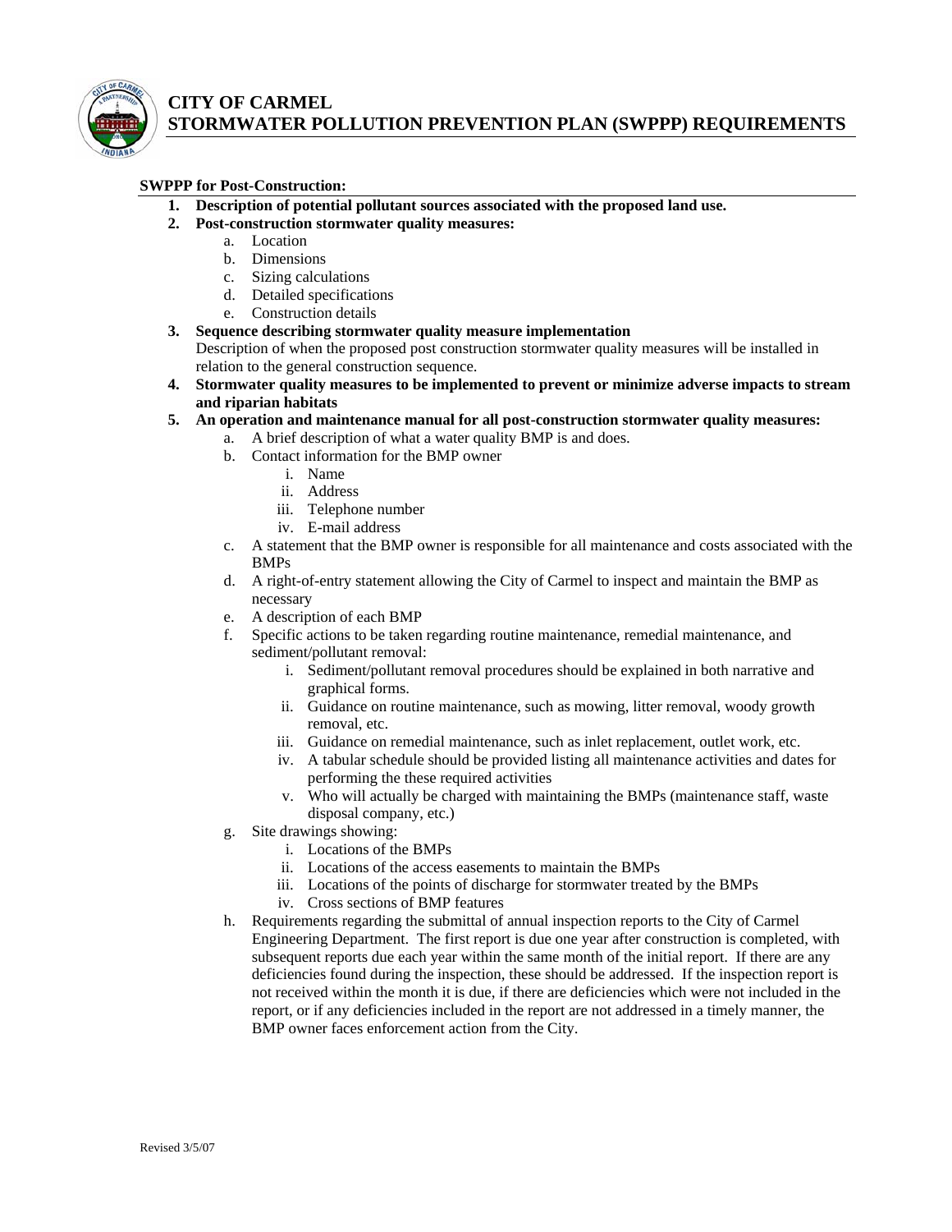# CITY OF CARMEL
# STORMWATER POLLUTION PREVENTION PLAN (SWPPP) REQUIREMENTS

**SWPPP for Post-Construction:**

1. **Description of potential pollutant sources associated with the proposed land use.**
2. **Post-construction stormwater quality measures:**
   a. Location
   b. Dimensions
   c. Sizing calculations
   d. Detailed specifications
   e. Construction details
3. **Sequence describing stormwater quality measure implementation**
   Description of when the proposed post construction stormwater quality measures will be installed in relation to the general construction sequence.
4. **Stormwater quality measures to be implemented to prevent or minimize adverse impacts to stream and riparian habitats**
5. **An operation and maintenance manual for all post-construction stormwater quality measures:**
   a. A brief description of what a water quality BMP is and does.
   b. Contact information for the BMP owner
      i. Name
      ii. Address
      iii. Telephone number
      iv. E-mail address
   c. A statement that the BMP owner is responsible for all maintenance and costs associated with the BMPs
   d. A right-of-entry statement allowing the City of Carmel to inspect and maintain the BMP as necessary
   e. A description of each BMP
   f. Specific actions to be taken regarding routine maintenance, remedial maintenance, and sediment/pollutant removal:
      i. Sediment/pollutant removal procedures should be explained in both narrative and graphical forms.
      ii. Guidance on routine maintenance, such as mowing, litter removal, woody growth removal, etc.
      iii. Guidance on remedial maintenance, such as inlet replacement, outlet work, etc.
      iv. A tabular schedule should be provided listing all maintenance activities and dates for performing the these required activities
      v. Who will actually be charged with maintaining the BMPs (maintenance staff, waste disposal company, etc.)
   g. Site drawings showing:
      i. Locations of the BMPs
      ii. Locations of the access easements to maintain the BMPs
      iii. Locations of the points of discharge for stormwater treated by the BMPs
      iv. Cross sections of BMP features
   h. Requirements regarding the submittal of annual inspection reports to the City of Carmel Engineering Department. The first report is due one year after construction is completed, with subsequent reports due each year within the same month of the initial report. If there are any deficiencies found during the inspection, these should be addressed. If the inspection report is not received within the month it is due, if there are deficiencies which were not included in the report, or if any deficiencies included in the report are not addressed in a timely manner, the BMP owner faces enforcement action from the City.

Revised 3/5/07